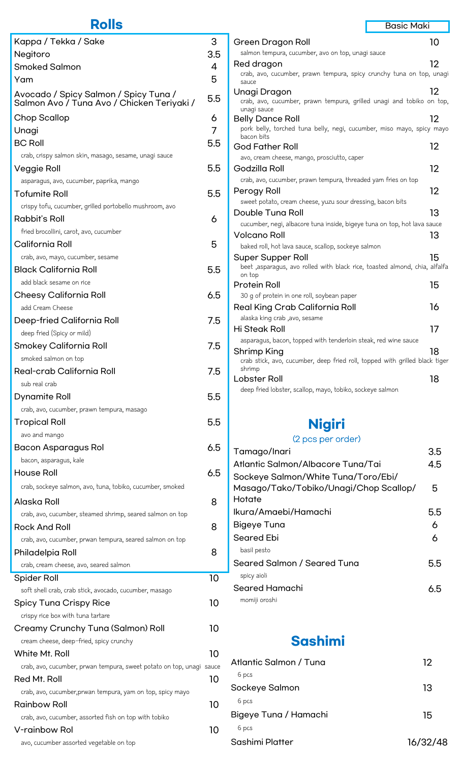# Rolls

| Item | Price |
|---|---|
| Kappa / Tekka / Sake | 3 |
| Negitoro | 3.5 |
| Smoked Salmon | 4 |
| Yam | 5 |
| Avocado / Spicy Salmon / Spicy Tuna / Salmon Avo / Tuna Avo / Chicken Teriyaki / | 5.5 |
| Chop Scallop | 6 |
| Unagi | 7 |
| BC Roll<br>crab, crispy salmon skin, masago, sesame, unagi sauce | 5.5 |
| Veggie Roll<br>asparagus, avo, cucumber, paprika, mango | 5.5 |
| Tofumite Roll<br>crispy tofu, cucumber, grilled portobello mushroom, avo | 5.5 |
| Rabbit's Roll<br>fried brocollini, carot, avo, cucumber | 6 |
| California Roll<br>crab, avo, mayo, cucumber, sesame | 5 |
| Black California Roll<br>add black sesame on rice | 5.5 |
| Cheesy California Roll<br>add Cream Cheese | 6.5 |
| Deep-fried California Roll<br>deep fried (Spicy or mild) | 7.5 |
| Smokey California Roll<br>smoked salmon on top | 7.5 |
| Real-crab California Roll<br>sub real crab | 7.5 |
| Dynamite Roll<br>crab, avo, cucumber, prawn tempura, masago | 5.5 |
| Tropical Roll<br>avo and mango | 5.5 |
| Bacon Asparagus Rol<br>bacon, asparagus, kale | 6.5 |
| House Roll<br>crab, sockeye salmon, avo, tuna, tobiko, cucumber, smoked | 6.5 |
| Alaska Roll<br>crab, avo, cucumber, steamed shrimp, seared salmon on top | 8 |
| Rock And Roll<br>crab, avo, cucumber, prwan tempura, seared salmon on top | 8 |
| Philadelpia Roll<br>crab, cream cheese, avo, seared salmon | 8 |
| Spider Roll<br>soft shell crab, crab stick, avocado, cucumber, masago | 10 |
| Spicy Tuna Crispy Rice<br>spicy rice box with tuna tartare | 10 |
| Creamy Crunchy Tuna (Salmon) Roll<br>cream cheese, deep-fried, spicy crunchy | 10 |
| White Mt. Roll<br>crab, avo, cucumber, prwan tempura, sweet potato on top, unagi sauce | 10 |
| Red Mt. Roll<br>crab, avo, cucumber,prwan tempura, yam on top, spicy mayo | 10 |
| Rainbow Roll<br>crab, avo, cucumber, assorted fish on top with tobiko | 10 |
| V-rainbow Rol<br>avo, cucumber assorted vegetable on top | 10 |

Basic Maki

| Item | Price |
|---|---|
| Green Dragon Roll<br>salmon tempura, cucumber, avo on top, unagi sauce | 10 |
| Red dragon<br>crab, avo, cucumber, prawn tempura, spicy crunchy tuna on top, unagi sauce | 12 |
| Unagi Dragon<br>crab, avo, cucumber, prawn tempura, grilled unagi and tobiko on top, unagi sauce | 12 |
| Belly Dance Roll<br>pork belly, torched tuna belly, negi, cucumber, miso mayo, spicy mayo bacon bits | 12 |
| God Father Roll<br>avo, cream cheese, mango, prosciutto, caper | 12 |
| Godzilla Roll<br>crab, avo, cucumber, prawn tempura, threaded yam fries on top | 12 |
| Perogy Roll<br>sweet potato, cream cheese, yuzu sour dressing, bacon bits | 12 |
| Double Tuna Roll<br>cucumber, negi, albacore tuna inside, bigeye tuna on top, hot lava sauce | 13 |
| Volcano Roll<br>baked roll, hot lava sauce, scallop, sockeye salmon | 13 |
| Super Supper Roll<br>beet ,asparagus, avo rolled with black rice, toasted almond, chia, alfalfa on top | 15 |
| Protein Roll<br>30 g of protein in one roll, soybean paper | 15 |
| Real King Crab California Roll<br>alaska king crab ,avo, sesame | 16 |
| Hi Steak Roll<br>asparagus, bacon, topped with tenderloin steak, red wine sauce | 17 |
| Shrimp King<br>crab stick, avo, cucumber, deep fried roll, topped with grilled black tiger shrimp | 18 |
| Lobster Roll<br>deep fried lobster, scallop, mayo, tobiko, sockeye salmon | 18 |

# Nigiri

(2 pcs per order)

| Item | Price |
|---|---|
| Tamago/Inari | 3.5 |
| Atlantic Salmon/Albacore Tuna/Tai | 4.5 |
| Sockeye Salmon/White Tuna/Toro/Ebi/ Masago/Tako/Tobiko/Unagi/Chop Scallop/ Hotate | 5 |
| Ikura/Amaebi/Hamachi | 5.5 |
| Bigeye Tuna | 6 |
| Seared Ebi<br>basil pesto | 6 |
| Seared Salmon / Seared Tuna<br>spicy aioli | 5.5 |
| Seared Hamachi<br>momiji oroshi | 6.5 |

# Sashimi

| Item | Price |
|---|---|
| Atlantic Salmon / Tuna<br>6 pcs | 12 |
| Sockeye Salmon<br>6 pcs | 13 |
| Bigeye Tuna / Hamachi<br>6 pcs | 15 |
| Sashimi Platter | 16/32/48 |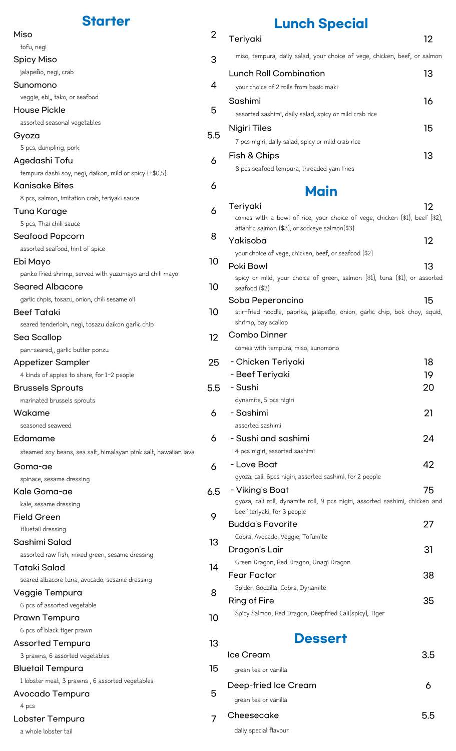## Starter

**Miso** — 2
tofu, negi

**Spicy Miso** — 3
jalapeño, negi, crab

**Sunomono** — 4
veggie, ebi,, tako, or seafood

**House Pickle** — 5
assorted seasonal vegetables

**Gyoza** — 5.5
5 pcs, dumpling, pork

**Agedashi Tofu** — 6
tempura dashi soy, negi, daikon, mild or spicy (+$0.5)

**Kanisake Bites** — 6
8 pcs, salmon, imitation crab, teriyaki sauce

**Tuna Karage** — 6
5 pcs, Thai chili sauce

**Seafood Popcorn** — 8
assorted seafood, hint of spice

**Ebi Mayo** — 10
panko fried shrimp, served with yuzumayo and chili mayo

**Seared Albacore** — 10
garlic chpis, tosazu, onion, chili sesame oil

**Beef Tataki** — 10
seared tenderloin, negi, tosazu daikon garlic chip

**Sea Scallop** — 12
pan-seared,, garlic butter ponzu

**Appetizer Sampler** — 25
4 kinds of appies to share, for 1-2 people

**Brussels Sprouts** — 5.5
marinated brussels sprouts

**Wakame** — 6
seasoned seaweed

**Edamame** — 6
steamed soy beans, sea salt, himalayan pink salt, hawaiian lava

**Goma-ae** — 6
spinace, sesame dressing

**Kale Goma-ae** — 6.5
kale, sesame dressing

**Field Green** — 9
Bluetail dressing

**Sashimi Salad** — 13
assorted raw fish, mixed green, sesame dressing

**Tataki Salad** — 14
seared albacore tuna, avocado, sesame dressing

**Veggie Tempura** — 8
6 pcs of assorted vegetable

**Prawn Tempura** — 10
6 pcs of black tiger prawn

**Assorted Tempura** — 13
3 prawns, 6 assorted vegetables

**Bluetail Tempura** — 15
1 lobster meat, 3 prawns , 6 assorted vegetables

**Avocado Tempura** — 5
4 pcs

**Lobster Tempura** — 7
a whole lobster tail

## Lunch Special

**Teriyaki** — 12
miso, tempura, daily salad, your choice of vege, chicken, beef, or salmon

**Lunch Roll Combination** — 13
your choice of 2 rolls from basic maki

**Sashimi** — 16
assorted sashimi, daily salad, spicy or mild crab rice

**Nigiri Tiles** — 15
7 pcs nigiri, daily salad, spicy or mild crab rice

**Fish & Chips** — 13
8 pcs seafood tempura, threaded yam fries

## Main

**Teriyaki** — 12
comes with a bowl of rice, your choice of vege, chicken ($1), beef ($2), atlantic salmon ($3), or sockeye salmon($3)

**Yakisoba** — 12
your choice of vege, chicken, beef, or seafood ($2)

**Poki Bowl** — 13
spicy or mild, your choice of green, salmon ($1), tuna ($1), or assorted seafood ($2)

**Soba Peperoncino** — 15
stir-fried noodle, paprika, jalapeño, onion, garlic chip, bok choy, squid, shrimp, bay scallop

**Combo Dinner**
comes with tempura, miso, sunomono

- **Chicken Teriyaki** — 18
- **Beef Teriyaki** — 19
- **Sushi** — 20
  dynamite, 5 pcs nigiri
- **Sashimi** — 21
  assorted sashimi
- **Sushi and sashimi** — 24
  4 pcs nigiri, assorted sashimi
- **Love Boat** — 42
  gyoza, cali, 6pcs nigiri, assorted sashimi, for 2 people
- **Viking's Boat** — 75
  gyoza, cali roll, dynamite roll, 9 pcs nigiri, assorted sashimi, chicken and beef teriyaki, for 3 people

**Budda's Favorite** — 27
Cobra, Avocado, Veggie, Tofumite

**Dragon's Lair** — 31
Green Dragon, Red Dragon, Unagi Dragon

**Fear Factor** — 38
Spider, Godzilla, Cobra, Dynamite

**Ring of Fire** — 35
Spicy Salmon, Red Dragon, Deepfried Cali(spicy), Tiger

## Dessert

**Ice Cream** — 3.5
grean tea or vanilla

**Deep-fried Ice Cream** — 6
grean tea or vanilla

**Cheesecake** — 5.5
daily special flavour